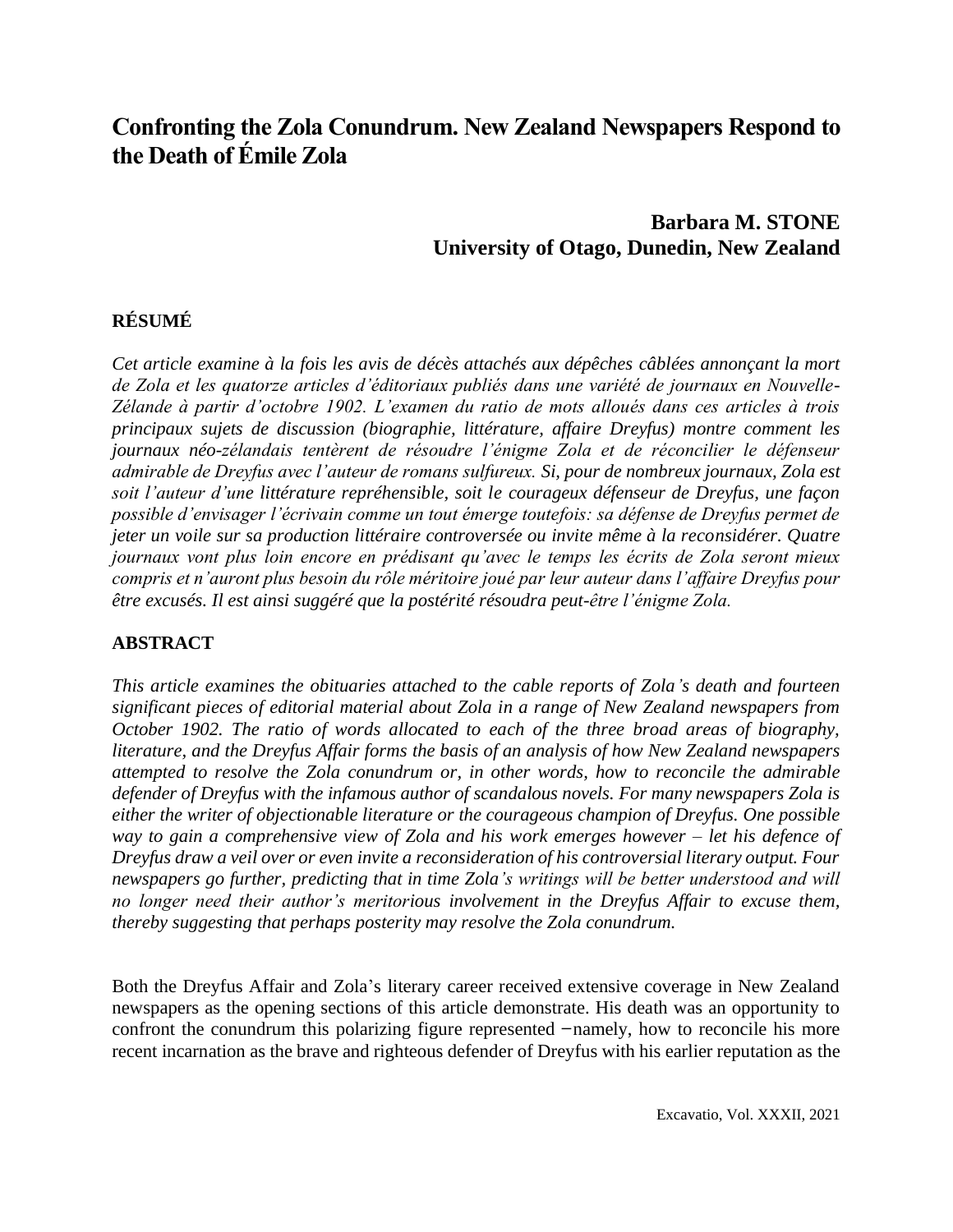# Confronting the Zola Conundrum. New Zealand Newspapers Respond to the Death of Émile Zola

**Barbara M. STONE**
**University of Otago, Dunedin, New Zealand**

## RÉSUMÉ

*Cet article examine à la fois les avis de décès attachés aux dépêches câblées annonçant la mort de Zola et les quatorze articles d'éditoriaux publiés dans une variété de journaux en Nouvelle-Zélande à partir d'octobre 1902. L'examen du ratio de mots alloués dans ces articles à trois principaux sujets de discussion (biographie, littérature, affaire Dreyfus) montre comment les journaux néo-zélandais tentèrent de résoudre l'énigme Zola et de réconcilier le défenseur admirable de Dreyfus avec l'auteur de romans sulfureux. Si, pour de nombreux journaux, Zola est soit l'auteur d'une littérature repréhensible, soit le courageux défenseur de Dreyfus, une façon possible d'envisager l'écrivain comme un tout émerge toutefois: sa défense de Dreyfus permet de jeter un voile sur sa production littéraire controversée ou invite même à la reconsidérer. Quatre journaux vont plus loin encore en prédisant qu'avec le temps les écrits de Zola seront mieux compris et n'auront plus besoin du rôle méritoire joué par leur auteur dans l'affaire Dreyfus pour être excusés. Il est ainsi suggéré que la postérité résoudra peut-être l'énigme Zola.*

## ABSTRACT

*This article examines the obituaries attached to the cable reports of Zola's death and fourteen significant pieces of editorial material about Zola in a range of New Zealand newspapers from October 1902. The ratio of words allocated to each of the three broad areas of biography, literature, and the Dreyfus Affair forms the basis of an analysis of how New Zealand newspapers attempted to resolve the Zola conundrum or, in other words, how to reconcile the admirable defender of Dreyfus with the infamous author of scandalous novels. For many newspapers Zola is either the writer of objectionable literature or the courageous champion of Dreyfus. One possible way to gain a comprehensive view of Zola and his work emerges however – let his defence of Dreyfus draw a veil over or even invite a reconsideration of his controversial literary output. Four newspapers go further, predicting that in time Zola's writings will be better understood and will no longer need their author's meritorious involvement in the Dreyfus Affair to excuse them, thereby suggesting that perhaps posterity may resolve the Zola conundrum.*

Both the Dreyfus Affair and Zola's literary career received extensive coverage in New Zealand newspapers as the opening sections of this article demonstrate. His death was an opportunity to confront the conundrum this polarizing figure represented – namely, how to reconcile his more recent incarnation as the brave and righteous defender of Dreyfus with his earlier reputation as the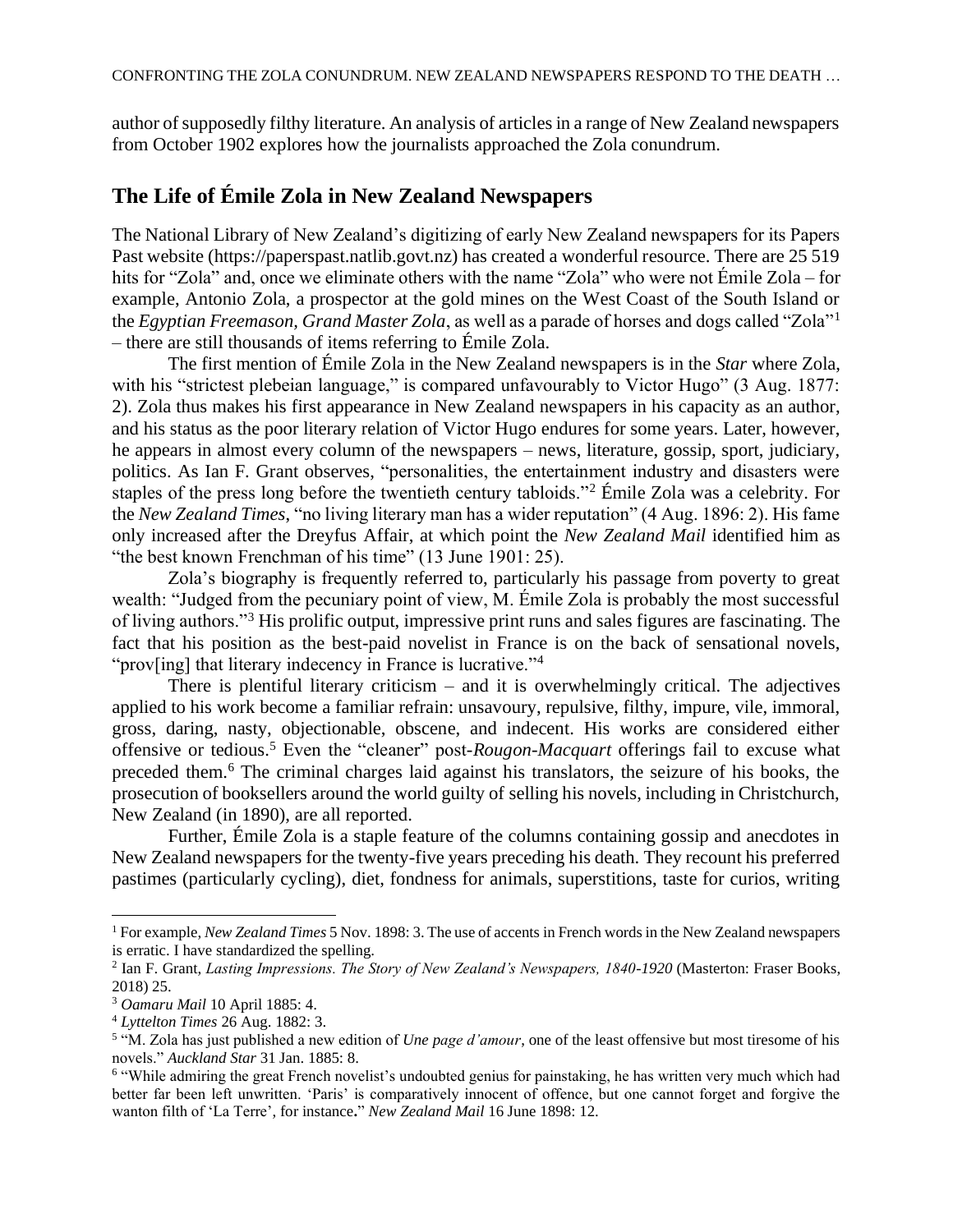author of supposedly filthy literature. An analysis of articles in a range of New Zealand newspapers from October 1902 explores how the journalists approached the Zola conundrum.

## The Life of Émile Zola in New Zealand Newspapers

The National Library of New Zealand's digitizing of early New Zealand newspapers for its Papers Past website (https://paperspast.natlib.govt.nz) has created a wonderful resource. There are 25 519 hits for "Zola" and, once we eliminate others with the name "Zola" who were not Émile Zola – for example, Antonio Zola, a prospector at the gold mines on the West Coast of the South Island or the *Egyptian Freemason, Grand Master Zola*, as well as a parade of horses and dogs called "Zola"[1] – there are still thousands of items referring to Émile Zola.

The first mention of Émile Zola in the New Zealand newspapers is in the *Star* where Zola, with his "strictest plebeian language," is compared unfavourably to Victor Hugo" (3 Aug. 1877: 2). Zola thus makes his first appearance in New Zealand newspapers in his capacity as an author, and his status as the poor literary relation of Victor Hugo endures for some years. Later, however, he appears in almost every column of the newspapers – news, literature, gossip, sport, judiciary, politics. As Ian F. Grant observes, "personalities, the entertainment industry and disasters were staples of the press long before the twentieth century tabloids."[2] Émile Zola was a celebrity. For the *New Zealand Times*, "no living literary man has a wider reputation" (4 Aug. 1896: 2). His fame only increased after the Dreyfus Affair, at which point the *New Zealand Mail* identified him as "the best known Frenchman of his time" (13 June 1901: 25).

Zola's biography is frequently referred to, particularly his passage from poverty to great wealth: "Judged from the pecuniary point of view, M. Émile Zola is probably the most successful of living authors."[3] His prolific output, impressive print runs and sales figures are fascinating. The fact that his position as the best-paid novelist in France is on the back of sensational novels, "prov[ing] that literary indecency in France is lucrative."[4]

There is plentiful literary criticism – and it is overwhelmingly critical. The adjectives applied to his work become a familiar refrain: unsavoury, repulsive, filthy, impure, vile, immoral, gross, daring, nasty, objectionable, obscene, and indecent. His works are considered either offensive or tedious.[5] Even the "cleaner" post-*Rougon-Macquart* offerings fail to excuse what preceded them.[6] The criminal charges laid against his translators, the seizure of his books, the prosecution of booksellers around the world guilty of selling his novels, including in Christchurch, New Zealand (in 1890), are all reported.

Further, Émile Zola is a staple feature of the columns containing gossip and anecdotes in New Zealand newspapers for the twenty-five years preceding his death. They recount his preferred pastimes (particularly cycling), diet, fondness for animals, superstitions, taste for curios, writing

---

[1] For example, *New Zealand Times* 5 Nov. 1898: 3. The use of accents in French words in the New Zealand newspapers is erratic. I have standardized the spelling.

[2] Ian F. Grant, *Lasting Impressions. The Story of New Zealand's Newspapers, 1840-1920* (Masterton: Fraser Books, 2018) 25.

[3] *Oamaru Mail* 10 April 1885: 4.

[4] *Lyttelton Times* 26 Aug. 1882: 3.

[5] "M. Zola has just published a new edition of *Une page d'amour*, one of the least offensive but most tiresome of his novels." *Auckland Star* 31 Jan. 1885: 8.

[6] "While admiring the great French novelist's undoubted genius for painstaking, he has written very much which had better far been left unwritten. 'Paris' is comparatively innocent of offence, but one cannot forget and forgive the wanton filth of 'La Terre', for instance**.**" *New Zealand Mail* 16 June 1898: 12.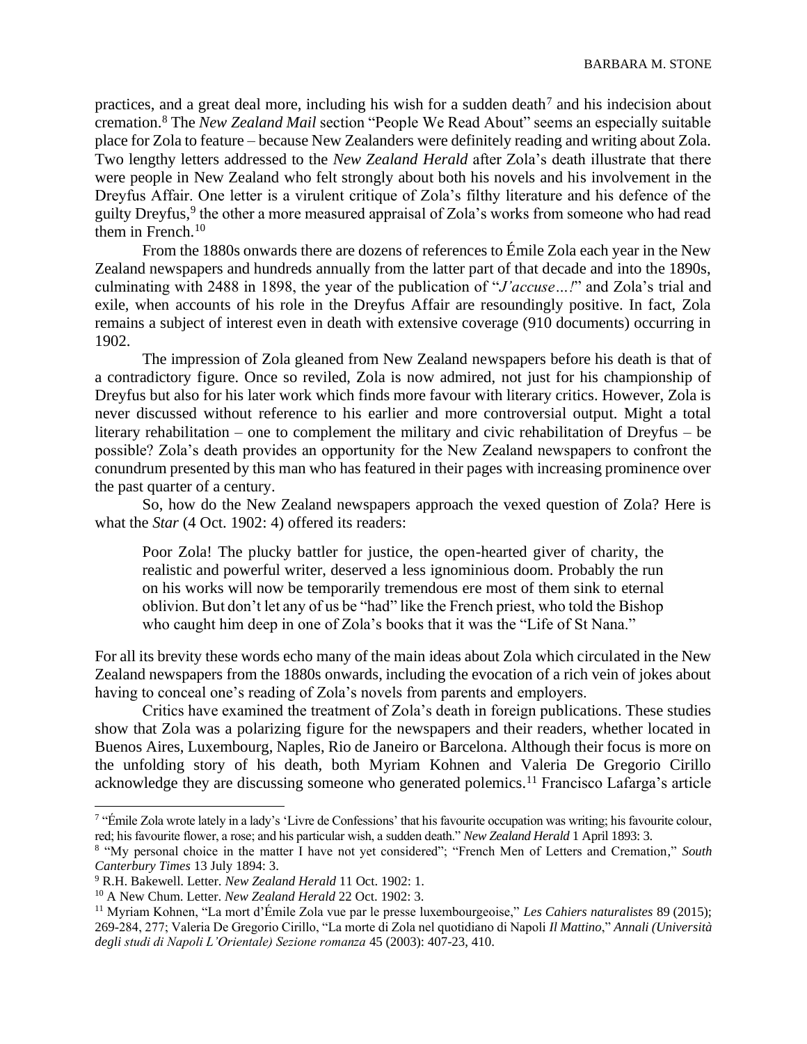practices, and a great deal more, including his wish for a sudden death[7] and his indecision about cremation.[8] The *New Zealand Mail* section "People We Read About" seems an especially suitable place for Zola to feature – because New Zealanders were definitely reading and writing about Zola. Two lengthy letters addressed to the *New Zealand Herald* after Zola's death illustrate that there were people in New Zealand who felt strongly about both his novels and his involvement in the Dreyfus Affair. One letter is a virulent critique of Zola's filthy literature and his defence of the guilty Dreyfus,[9] the other a more measured appraisal of Zola's works from someone who had read them in French.[10]

From the 1880s onwards there are dozens of references to Émile Zola each year in the New Zealand newspapers and hundreds annually from the latter part of that decade and into the 1890s, culminating with 2488 in 1898, the year of the publication of "*J'accuse…!*" and Zola's trial and exile, when accounts of his role in the Dreyfus Affair are resoundingly positive. In fact, Zola remains a subject of interest even in death with extensive coverage (910 documents) occurring in 1902.

The impression of Zola gleaned from New Zealand newspapers before his death is that of a contradictory figure. Once so reviled, Zola is now admired, not just for his championship of Dreyfus but also for his later work which finds more favour with literary critics. However, Zola is never discussed without reference to his earlier and more controversial output. Might a total literary rehabilitation – one to complement the military and civic rehabilitation of Dreyfus – be possible? Zola's death provides an opportunity for the New Zealand newspapers to confront the conundrum presented by this man who has featured in their pages with increasing prominence over the past quarter of a century.

So, how do the New Zealand newspapers approach the vexed question of Zola? Here is what the *Star* (4 Oct. 1902: 4) offered its readers:

> Poor Zola! The plucky battler for justice, the open-hearted giver of charity, the realistic and powerful writer, deserved a less ignominious doom. Probably the run on his works will now be temporarily tremendous ere most of them sink to eternal oblivion. But don't let any of us be "had" like the French priest, who told the Bishop who caught him deep in one of Zola's books that it was the "Life of St Nana."

For all its brevity these words echo many of the main ideas about Zola which circulated in the New Zealand newspapers from the 1880s onwards, including the evocation of a rich vein of jokes about having to conceal one's reading of Zola's novels from parents and employers.

Critics have examined the treatment of Zola's death in foreign publications. These studies show that Zola was a polarizing figure for the newspapers and their readers, whether located in Buenos Aires, Luxembourg, Naples, Rio de Janeiro or Barcelona. Although their focus is more on the unfolding story of his death, both Myriam Kohnen and Valeria De Gregorio Cirillo acknowledge they are discussing someone who generated polemics.[11] Francisco Lafarga's article

---

[7] "Émile Zola wrote lately in a lady's 'Livre de Confessions' that his favourite occupation was writing; his favourite colour, red; his favourite flower, a rose; and his particular wish, a sudden death." *New Zealand Herald* 1 April 1893: 3.

[8] "My personal choice in the matter I have not yet considered"; "French Men of Letters and Cremation," *South Canterbury Times* 13 July 1894: 3.

[9] R.H. Bakewell. Letter. *New Zealand Herald* 11 Oct. 1902: 1.

[10] A New Chum. Letter. *New Zealand Herald* 22 Oct. 1902: 3.

[11] Myriam Kohnen, "La mort d'Émile Zola vue par le presse luxembourgeoise," *Les Cahiers naturalistes* 89 (2015); 269-284, 277; Valeria De Gregorio Cirillo, "La morte di Zola nel quotidiano di Napoli *Il Mattino*," *Annali (Università degli studi di Napoli L'Orientale) Sezione romanza* 45 (2003): 407-23, 410.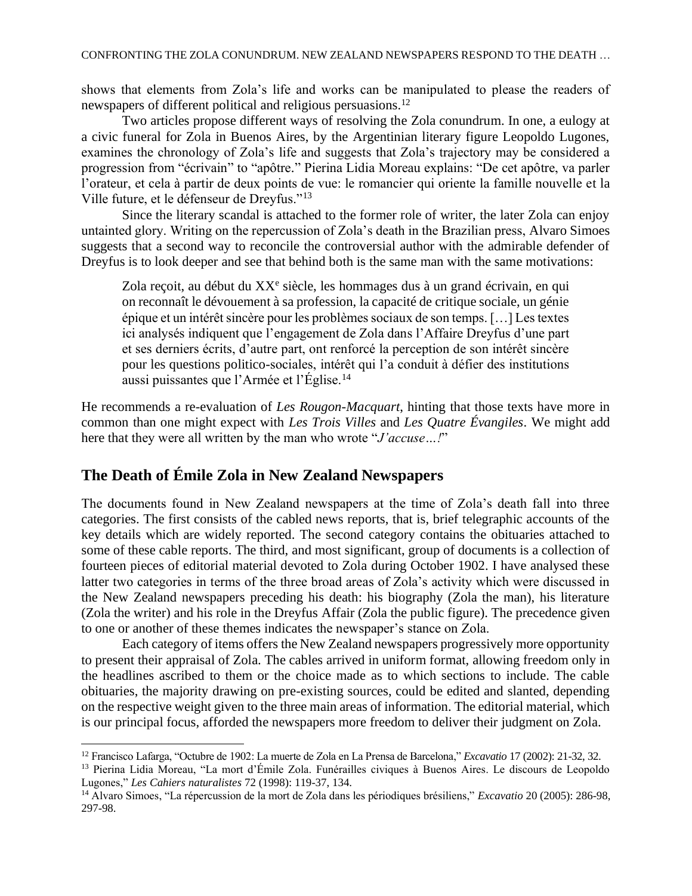shows that elements from Zola's life and works can be manipulated to please the readers of newspapers of different political and religious persuasions.[12]

Two articles propose different ways of resolving the Zola conundrum. In one, a eulogy at a civic funeral for Zola in Buenos Aires, by the Argentinian literary figure Leopoldo Lugones, examines the chronology of Zola's life and suggests that Zola's trajectory may be considered a progression from "écrivain" to "apôtre." Pierina Lidia Moreau explains: "De cet apôtre, va parler l'orateur, et cela à partir de deux points de vue: le romancier qui oriente la famille nouvelle et la Ville future, et le défenseur de Dreyfus."[13]

Since the literary scandal is attached to the former role of writer, the later Zola can enjoy untainted glory. Writing on the repercussion of Zola's death in the Brazilian press, Alvaro Simoes suggests that a second way to reconcile the controversial author with the admirable defender of Dreyfus is to look deeper and see that behind both is the same man with the same motivations:

> Zola reçoit, au début du XXᵉ siècle, les hommages dus à un grand écrivain, en qui on reconnaît le dévouement à sa profession, la capacité de critique sociale, un génie épique et un intérêt sincère pour les problèmes sociaux de son temps. […] Les textes ici analysés indiquent que l'engagement de Zola dans l'Affaire Dreyfus d'une part et ses derniers écrits, d'autre part, ont renforcé la perception de son intérêt sincère pour les questions politico-sociales, intérêt qui l'a conduit à défier des institutions aussi puissantes que l'Armée et l'Église.[14]

He recommends a re-evaluation of *Les Rougon-Macquart*, hinting that those texts have more in common than one might expect with *Les Trois Villes* and *Les Quatre Évangiles*. We might add here that they were all written by the man who wrote "*J'accuse…!*"

## The Death of Émile Zola in New Zealand Newspapers

The documents found in New Zealand newspapers at the time of Zola's death fall into three categories. The first consists of the cabled news reports, that is, brief telegraphic accounts of the key details which are widely reported. The second category contains the obituaries attached to some of these cable reports. The third, and most significant, group of documents is a collection of fourteen pieces of editorial material devoted to Zola during October 1902. I have analysed these latter two categories in terms of the three broad areas of Zola's activity which were discussed in the New Zealand newspapers preceding his death: his biography (Zola the man), his literature (Zola the writer) and his role in the Dreyfus Affair (Zola the public figure). The precedence given to one or another of these themes indicates the newspaper's stance on Zola.

Each category of items offers the New Zealand newspapers progressively more opportunity to present their appraisal of Zola. The cables arrived in uniform format, allowing freedom only in the headlines ascribed to them or the choice made as to which sections to include. The cable obituaries, the majority drawing on pre-existing sources, could be edited and slanted, depending on the respective weight given to the three main areas of information. The editorial material, which is our principal focus, afforded the newspapers more freedom to deliver their judgment on Zola.

---

[12] Francisco Lafarga, "Octubre de 1902: La muerte de Zola en La Prensa de Barcelona," *Excavatio* 17 (2002): 21-32, 32.

[13] Pierina Lidia Moreau, "La mort d'Émile Zola. Funérailles civiques à Buenos Aires. Le discours de Leopoldo Lugones," *Les Cahiers naturalistes* 72 (1998): 119-37, 134.

[14] Alvaro Simoes, "La répercussion de la mort de Zola dans les périodiques brésiliens," *Excavatio* 20 (2005): 286-98, 297-98.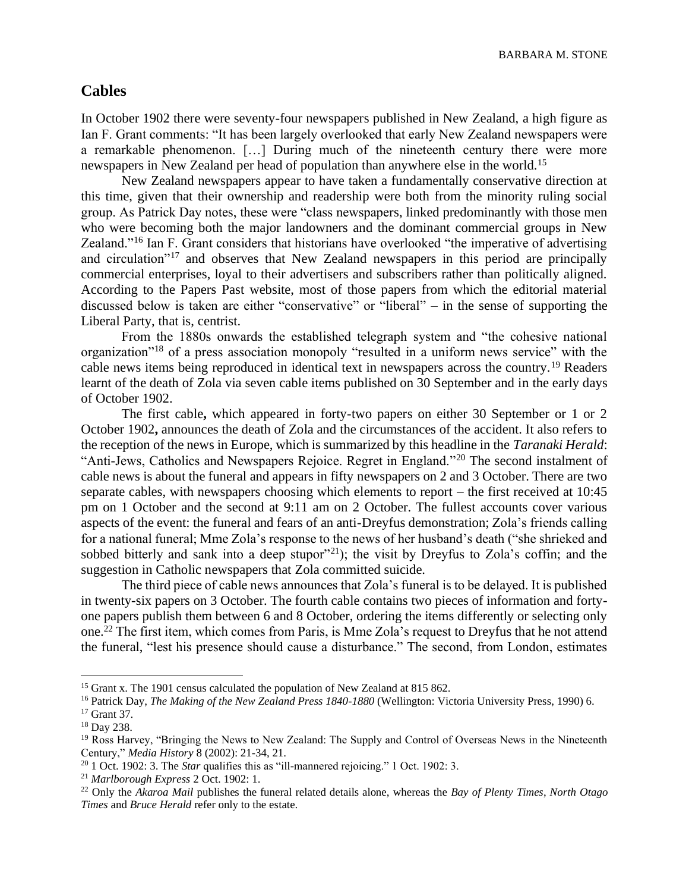## Cables

In October 1902 there were seventy-four newspapers published in New Zealand, a high figure as Ian F. Grant comments: "It has been largely overlooked that early New Zealand newspapers were a remarkable phenomenon. […] During much of the nineteenth century there were more newspapers in New Zealand per head of population than anywhere else in the world.[15]

New Zealand newspapers appear to have taken a fundamentally conservative direction at this time, given that their ownership and readership were both from the minority ruling social group. As Patrick Day notes, these were "class newspapers, linked predominantly with those men who were becoming both the major landowners and the dominant commercial groups in New Zealand."[16] Ian F. Grant considers that historians have overlooked "the imperative of advertising and circulation"[17] and observes that New Zealand newspapers in this period are principally commercial enterprises, loyal to their advertisers and subscribers rather than politically aligned. According to the Papers Past website, most of those papers from which the editorial material discussed below is taken are either "conservative" or "liberal" – in the sense of supporting the Liberal Party, that is, centrist.

From the 1880s onwards the established telegraph system and "the cohesive national organization"[18] of a press association monopoly "resulted in a uniform news service" with the cable news items being reproduced in identical text in newspapers across the country.[19] Readers learnt of the death of Zola via seven cable items published on 30 September and in the early days of October 1902.

The first cable**,** which appeared in forty-two papers on either 30 September or 1 or 2 October 1902**,** announces the death of Zola and the circumstances of the accident. It also refers to the reception of the news in Europe, which is summarized by this headline in the *Taranaki Herald*: "Anti-Jews, Catholics and Newspapers Rejoice. Regret in England."[20] The second instalment of cable news is about the funeral and appears in fifty newspapers on 2 and 3 October. There are two separate cables, with newspapers choosing which elements to report – the first received at 10:45 pm on 1 October and the second at 9:11 am on 2 October. The fullest accounts cover various aspects of the event: the funeral and fears of an anti-Dreyfus demonstration; Zola's friends calling for a national funeral; Mme Zola's response to the news of her husband's death ("she shrieked and sobbed bitterly and sank into a deep stupor"[21]); the visit by Dreyfus to Zola's coffin; and the suggestion in Catholic newspapers that Zola committed suicide.

The third piece of cable news announces that Zola's funeral is to be delayed. It is published in twenty-six papers on 3 October. The fourth cable contains two pieces of information and forty-one papers publish them between 6 and 8 October, ordering the items differently or selecting only one.[22] The first item, which comes from Paris, is Mme Zola's request to Dreyfus that he not attend the funeral, "lest his presence should cause a disturbance." The second, from London, estimates

---

[15] Grant x. The 1901 census calculated the population of New Zealand at 815 862.

[16] Patrick Day, *The Making of the New Zealand Press 1840-1880* (Wellington: Victoria University Press, 1990) 6.

[17] Grant 37.

[18] Day 238.

[19] Ross Harvey, "Bringing the News to New Zealand: The Supply and Control of Overseas News in the Nineteenth Century," *Media History* 8 (2002): 21-34, 21.

[20] 1 Oct. 1902: 3. The *Star* qualifies this as "ill-mannered rejoicing." 1 Oct. 1902: 3.

[21] *Marlborough Express* 2 Oct. 1902: 1.

[22] Only the *Akaroa Mail* publishes the funeral related details alone, whereas the *Bay of Plenty Times*, *North Otago Times* and *Bruce Herald* refer only to the estate.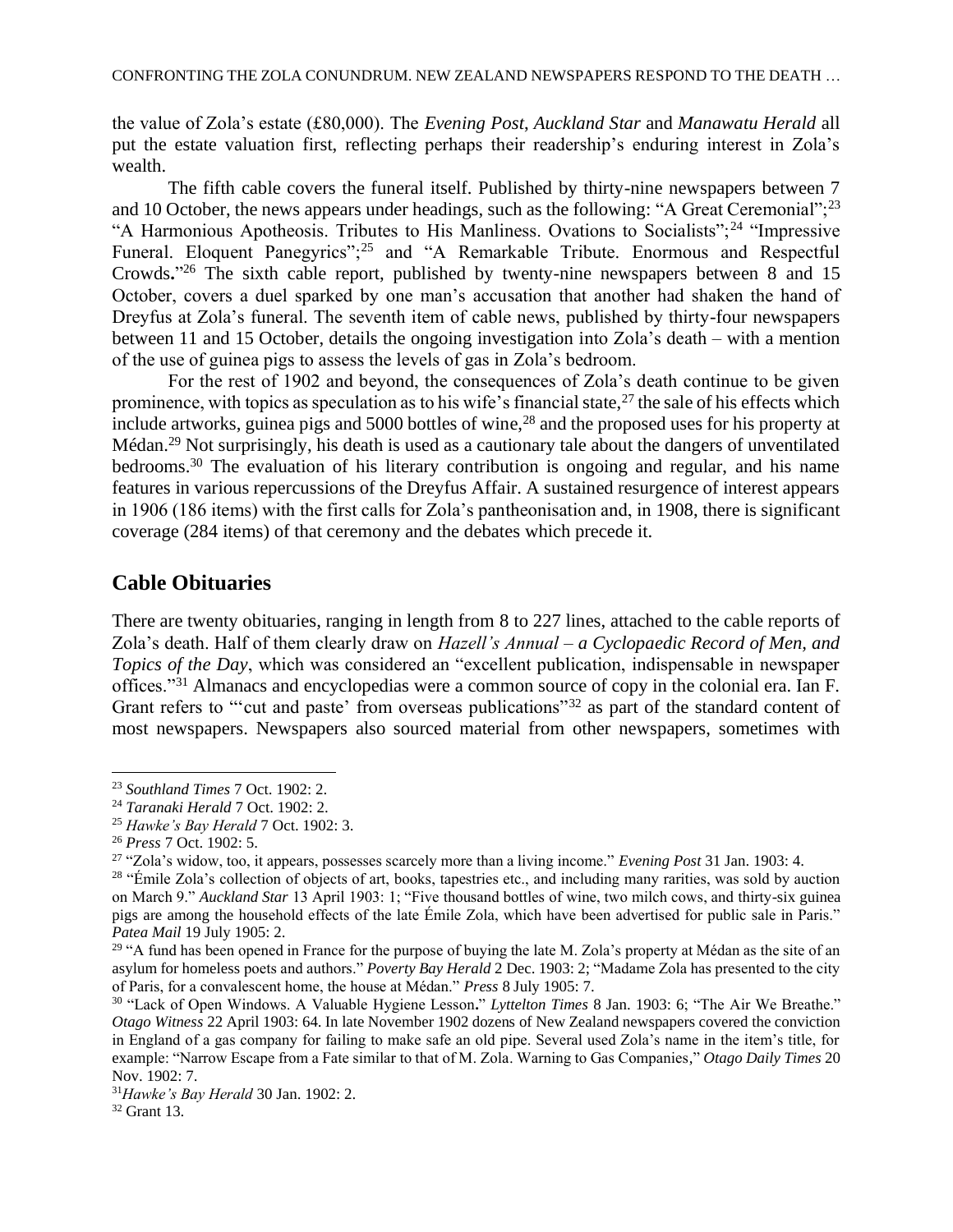the value of Zola's estate (£80,000). The *Evening Post*, *Auckland Star* and *Manawatu Herald* all put the estate valuation first, reflecting perhaps their readership's enduring interest in Zola's wealth.

The fifth cable covers the funeral itself. Published by thirty-nine newspapers between 7 and 10 October, the news appears under headings, such as the following: "A Great Ceremonial";[23] "A Harmonious Apotheosis. Tributes to His Manliness. Ovations to Socialists";[24] "Impressive Funeral. Eloquent Panegyrics";[25] and "A Remarkable Tribute. Enormous and Respectful Crowds**.**"[26] The sixth cable report, published by twenty-nine newspapers between 8 and 15 October, covers a duel sparked by one man's accusation that another had shaken the hand of Dreyfus at Zola's funeral. The seventh item of cable news, published by thirty-four newspapers between 11 and 15 October, details the ongoing investigation into Zola's death – with a mention of the use of guinea pigs to assess the levels of gas in Zola's bedroom.

For the rest of 1902 and beyond, the consequences of Zola's death continue to be given prominence, with topics as speculation as to his wife's financial state,[27] the sale of his effects which include artworks, guinea pigs and 5000 bottles of wine,[28] and the proposed uses for his property at Médan.[29] Not surprisingly, his death is used as a cautionary tale about the dangers of unventilated bedrooms.[30] The evaluation of his literary contribution is ongoing and regular, and his name features in various repercussions of the Dreyfus Affair. A sustained resurgence of interest appears in 1906 (186 items) with the first calls for Zola's pantheonisation and, in 1908, there is significant coverage (284 items) of that ceremony and the debates which precede it.

## Cable Obituaries

There are twenty obituaries, ranging in length from 8 to 227 lines, attached to the cable reports of Zola's death. Half of them clearly draw on *Hazell's Annual – a Cyclopaedic Record of Men, and Topics of the Day*, which was considered an "excellent publication, indispensable in newspaper offices."[31] Almanacs and encyclopedias were a common source of copy in the colonial era. Ian F. Grant refers to "'cut and paste' from overseas publications"[32] as part of the standard content of most newspapers. Newspapers also sourced material from other newspapers, sometimes with

---

[23] *Southland Times* 7 Oct. 1902: 2.

[24] *Taranaki Herald* 7 Oct. 1902: 2.

[25] *Hawke's Bay Herald* 7 Oct. 1902: 3.

[26] *Press* 7 Oct. 1902: 5.

[27] "Zola's widow, too, it appears, possesses scarcely more than a living income." *Evening Post* 31 Jan. 1903: 4.

[28] "Émile Zola's collection of objects of art, books, tapestries etc., and including many rarities, was sold by auction on March 9." *Auckland Star* 13 April 1903: 1; "Five thousand bottles of wine, two milch cows, and thirty-six guinea pigs are among the household effects of the late Émile Zola, which have been advertised for public sale in Paris." *Patea Mail* 19 July 1905: 2.

[29] "A fund has been opened in France for the purpose of buying the late M. Zola's property at Médan as the site of an asylum for homeless poets and authors." *Poverty Bay Herald* 2 Dec. 1903: 2; "Madame Zola has presented to the city of Paris, for a convalescent home, the house at Médan." *Press* 8 July 1905: 7.

[30] "Lack of Open Windows. A Valuable Hygiene Lesson**.**" *Lyttelton Times* 8 Jan. 1903: 6; "The Air We Breathe." *Otago Witness* 22 April 1903: 64. In late November 1902 dozens of New Zealand newspapers covered the conviction in England of a gas company for failing to make safe an old pipe. Several used Zola's name in the item's title, for example: "Narrow Escape from a Fate similar to that of M. Zola. Warning to Gas Companies," *Otago Daily Times* 20 Nov. 1902: 7.

[31] *Hawke's Bay Herald* 30 Jan. 1902: 2.

[32] Grant 13.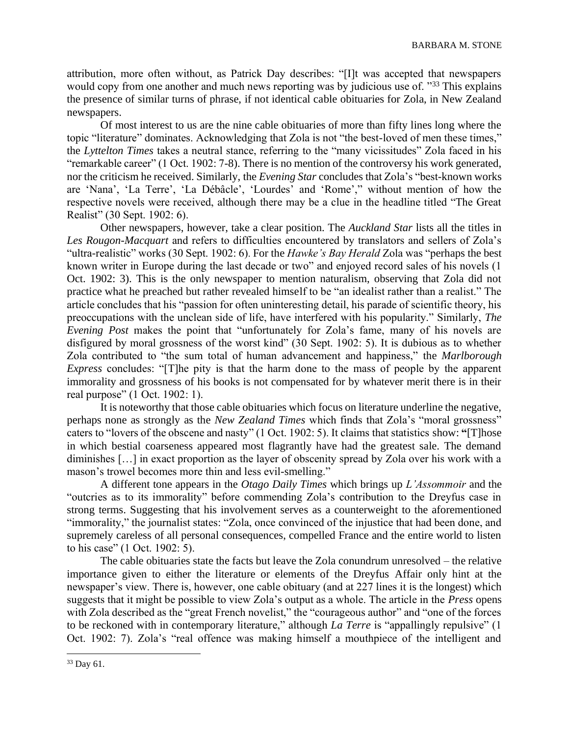attribution, more often without, as Patrick Day describes: "[I]t was accepted that newspapers would copy from one another and much news reporting was by judicious use of. "[33] This explains the presence of similar turns of phrase, if not identical cable obituaries for Zola, in New Zealand newspapers.

Of most interest to us are the nine cable obituaries of more than fifty lines long where the topic "literature" dominates. Acknowledging that Zola is not "the best-loved of men these times," the *Lyttelton Times* takes a neutral stance, referring to the "many vicissitudes" Zola faced in his "remarkable career" (1 Oct. 1902: 7-8). There is no mention of the controversy his work generated, nor the criticism he received. Similarly, the *Evening Star* concludes that Zola's "best-known works are 'Nana', 'La Terre', 'La Débâcle', 'Lourdes' and 'Rome'," without mention of how the respective novels were received, although there may be a clue in the headline titled "The Great Realist" (30 Sept. 1902: 6).

Other newspapers, however, take a clear position. The *Auckland Star* lists all the titles in *Les Rougon-Macquart* and refers to difficulties encountered by translators and sellers of Zola's "ultra-realistic" works (30 Sept. 1902: 6). For the *Hawke's Bay Herald* Zola was "perhaps the best known writer in Europe during the last decade or two" and enjoyed record sales of his novels (1 Oct. 1902: 3). This is the only newspaper to mention naturalism, observing that Zola did not practice what he preached but rather revealed himself to be "an idealist rather than a realist." The article concludes that his "passion for often uninteresting detail, his parade of scientific theory, his preoccupations with the unclean side of life, have interfered with his popularity." Similarly, *The Evening Post* makes the point that "unfortunately for Zola's fame, many of his novels are disfigured by moral grossness of the worst kind" (30 Sept. 1902: 5). It is dubious as to whether Zola contributed to "the sum total of human advancement and happiness," the *Marlborough Express* concludes: "[T]he pity is that the harm done to the mass of people by the apparent immorality and grossness of his books is not compensated for by whatever merit there is in their real purpose" (1 Oct. 1902: 1).

It is noteworthy that those cable obituaries which focus on literature underline the negative, perhaps none as strongly as the *New Zealand Times* which finds that Zola's "moral grossness" caters to "lovers of the obscene and nasty" (1 Oct. 1902: 5). It claims that statistics show: **"**[T]hose in which bestial coarseness appeared most flagrantly have had the greatest sale. The demand diminishes […] in exact proportion as the layer of obscenity spread by Zola over his work with a mason's trowel becomes more thin and less evil-smelling."

A different tone appears in the *Otago Daily Times* which brings up *L'Assommoir* and the "outcries as to its immorality" before commending Zola's contribution to the Dreyfus case in strong terms. Suggesting that his involvement serves as a counterweight to the aforementioned "immorality," the journalist states: "Zola, once convinced of the injustice that had been done, and supremely careless of all personal consequences, compelled France and the entire world to listen to his case" (1 Oct. 1902: 5).

The cable obituaries state the facts but leave the Zola conundrum unresolved – the relative importance given to either the literature or elements of the Dreyfus Affair only hint at the newspaper's view. There is, however, one cable obituary (and at 227 lines it is the longest) which suggests that it might be possible to view Zola's output as a whole. The article in the *Press* opens with Zola described as the "great French novelist," the "courageous author" and "one of the forces to be reckoned with in contemporary literature," although *La Terre* is "appallingly repulsive" (1 Oct. 1902: 7). Zola's "real offence was making himself a mouthpiece of the intelligent and

[33] Day 61.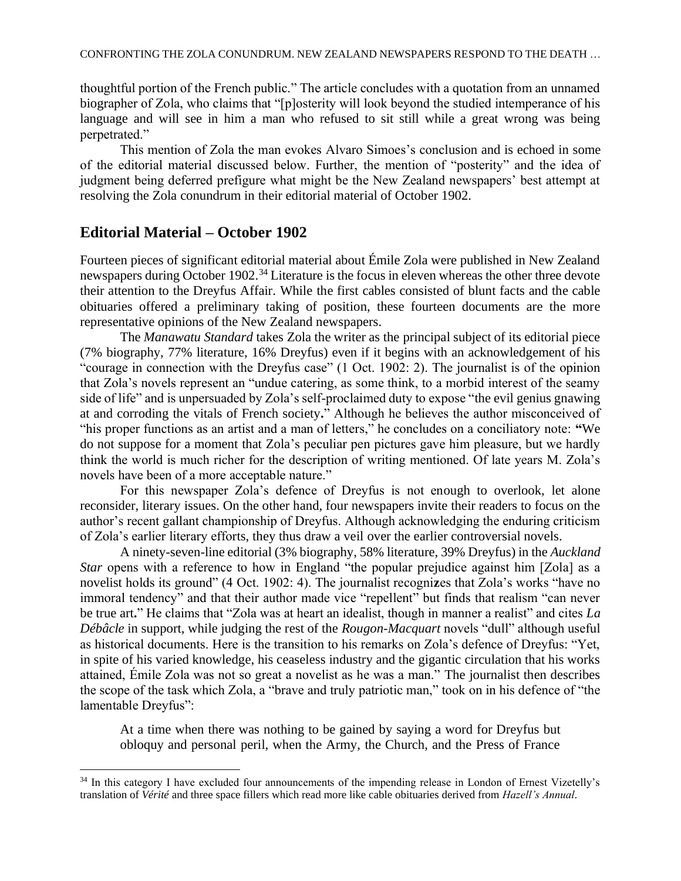thoughtful portion of the French public." The article concludes with a quotation from an unnamed biographer of Zola, who claims that "[p]osterity will look beyond the studied intemperance of his language and will see in him a man who refused to sit still while a great wrong was being perpetrated."

This mention of Zola the man evokes Alvaro Simoes's conclusion and is echoed in some of the editorial material discussed below. Further, the mention of "posterity" and the idea of judgment being deferred prefigure what might be the New Zealand newspapers' best attempt at resolving the Zola conundrum in their editorial material of October 1902.

## Editorial Material – October 1902

Fourteen pieces of significant editorial material about Émile Zola were published in New Zealand newspapers during October 1902.[34] Literature is the focus in eleven whereas the other three devote their attention to the Dreyfus Affair. While the first cables consisted of blunt facts and the cable obituaries offered a preliminary taking of position, these fourteen documents are the more representative opinions of the New Zealand newspapers.

The *Manawatu Standard* takes Zola the writer as the principal subject of its editorial piece (7% biography, 77% literature, 16% Dreyfus) even if it begins with an acknowledgement of his "courage in connection with the Dreyfus case" (1 Oct. 1902: 2). The journalist is of the opinion that Zola's novels represent an "undue catering, as some think, to a morbid interest of the seamy side of life" and is unpersuaded by Zola's self-proclaimed duty to expose "the evil genius gnawing at and corroding the vitals of French society." Although he believes the author misconceived of "his proper functions as an artist and a man of letters," he concludes on a conciliatory note: "We do not suppose for a moment that Zola's peculiar pen pictures gave him pleasure, but we hardly think the world is much richer for the description of writing mentioned. Of late years M. Zola's novels have been of a more acceptable nature."

For this newspaper Zola's defence of Dreyfus is not enough to overlook, let alone reconsider, literary issues. On the other hand, four newspapers invite their readers to focus on the author's recent gallant championship of Dreyfus. Although acknowledging the enduring criticism of Zola's earlier literary efforts, they thus draw a veil over the earlier controversial novels.

A ninety-seven-line editorial (3% biography, 58% literature, 39% Dreyfus) in the *Auckland Star* opens with a reference to how in England "the popular prejudice against him [Zola] as a novelist holds its ground" (4 Oct. 1902: 4). The journalist recognizes that Zola's works "have no immoral tendency" and that their author made vice "repellent" but finds that realism "can never be true art." He claims that "Zola was at heart an idealist, though in manner a realist" and cites *La Débâcle* in support, while judging the rest of the *Rougon-Macquart* novels "dull" although useful as historical documents. Here is the transition to his remarks on Zola's defence of Dreyfus: "Yet, in spite of his varied knowledge, his ceaseless industry and the gigantic circulation that his works attained, Émile Zola was not so great a novelist as he was a man." The journalist then describes the scope of the task which Zola, a "brave and truly patriotic man," took on in his defence of "the lamentable Dreyfus":

> At a time when there was nothing to be gained by saying a word for Dreyfus but obloquy and personal peril, when the Army, the Church, and the Press of France

[34] In this category I have excluded four announcements of the impending release in London of Ernest Vizetelly's translation of *Vérité* and three space fillers which read more like cable obituaries derived from *Hazell's Annual*.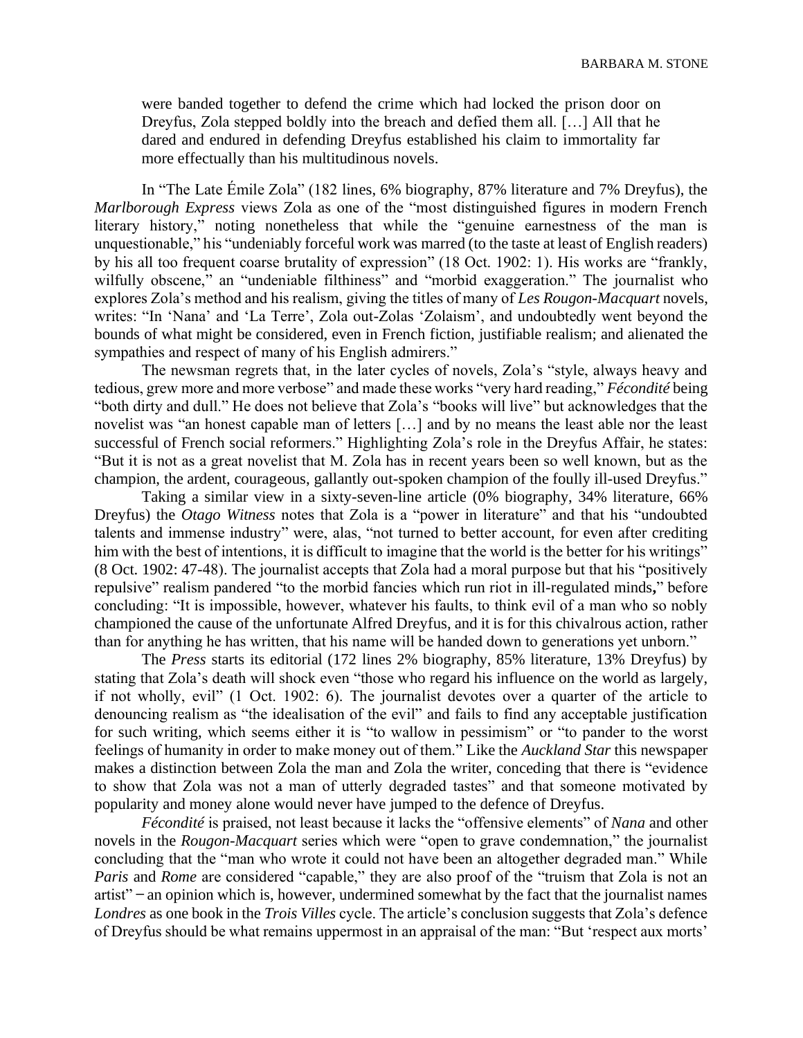> were banded together to defend the crime which had locked the prison door on Dreyfus, Zola stepped boldly into the breach and defied them all. […] All that he dared and endured in defending Dreyfus established his claim to immortality far more effectually than his multitudinous novels.

In "The Late Émile Zola" (182 lines, 6% biography, 87% literature and 7% Dreyfus), the *Marlborough Express* views Zola as one of the "most distinguished figures in modern French literary history," noting nonetheless that while the "genuine earnestness of the man is unquestionable," his "undeniably forceful work was marred (to the taste at least of English readers) by his all too frequent coarse brutality of expression" (18 Oct. 1902: 1). His works are "frankly, wilfully obscene," an "undeniable filthiness" and "morbid exaggeration." The journalist who explores Zola's method and his realism, giving the titles of many of *Les Rougon-Macquart* novels, writes: "In 'Nana' and 'La Terre', Zola out-Zolas 'Zolaism', and undoubtedly went beyond the bounds of what might be considered, even in French fiction, justifiable realism; and alienated the sympathies and respect of many of his English admirers."

The newsman regrets that, in the later cycles of novels, Zola's "style, always heavy and tedious, grew more and more verbose" and made these works "very hard reading," *Fécondité* being "both dirty and dull." He does not believe that Zola's "books will live" but acknowledges that the novelist was "an honest capable man of letters […] and by no means the least able nor the least successful of French social reformers." Highlighting Zola's role in the Dreyfus Affair, he states: "But it is not as a great novelist that M. Zola has in recent years been so well known, but as the champion, the ardent, courageous, gallantly out-spoken champion of the foully ill-used Dreyfus."

Taking a similar view in a sixty-seven-line article (0% biography, 34% literature, 66% Dreyfus) the *Otago Witness* notes that Zola is a "power in literature" and that his "undoubted talents and immense industry" were, alas, "not turned to better account, for even after crediting him with the best of intentions, it is difficult to imagine that the world is the better for his writings" (8 Oct. 1902: 47-48). The journalist accepts that Zola had a moral purpose but that his "positively repulsive" realism pandered "to the morbid fancies which run riot in ill-regulated minds," before concluding: "It is impossible, however, whatever his faults, to think evil of a man who so nobly championed the cause of the unfortunate Alfred Dreyfus, and it is for this chivalrous action, rather than for anything he has written, that his name will be handed down to generations yet unborn."

The *Press* starts its editorial (172 lines 2% biography, 85% literature, 13% Dreyfus) by stating that Zola's death will shock even "those who regard his influence on the world as largely, if not wholly, evil" (1 Oct. 1902: 6). The journalist devotes over a quarter of the article to denouncing realism as "the idealisation of the evil" and fails to find any acceptable justification for such writing, which seems either it is "to wallow in pessimism" or "to pander to the worst feelings of humanity in order to make money out of them." Like the *Auckland Star* this newspaper makes a distinction between Zola the man and Zola the writer, conceding that there is "evidence to show that Zola was not a man of utterly degraded tastes" and that someone motivated by popularity and money alone would never have jumped to the defence of Dreyfus.

*Fécondité* is praised, not least because it lacks the "offensive elements" of *Nana* and other novels in the *Rougon-Macquart* series which were "open to grave condemnation," the journalist concluding that the "man who wrote it could not have been an altogether degraded man." While *Paris* and *Rome* are considered "capable," they are also proof of the "truism that Zola is not an artist" – an opinion which is, however, undermined somewhat by the fact that the journalist names *Londres* as one book in the *Trois Villes* cycle. The article's conclusion suggests that Zola's defence of Dreyfus should be what remains uppermost in an appraisal of the man: "But 'respect aux morts'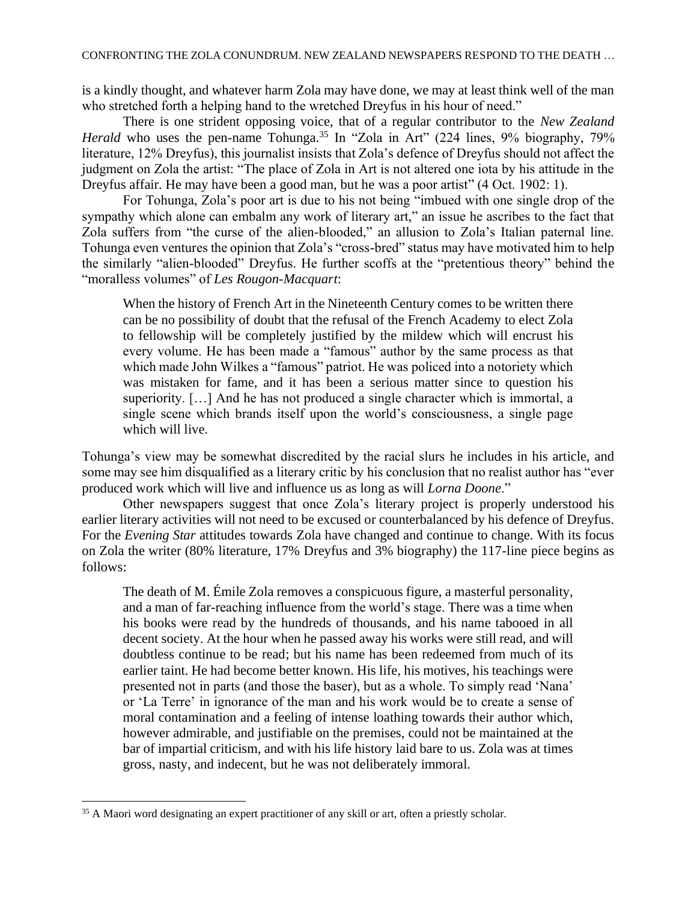is a kindly thought, and whatever harm Zola may have done, we may at least think well of the man who stretched forth a helping hand to the wretched Dreyfus in his hour of need."

There is one strident opposing voice, that of a regular contributor to the *New Zealand Herald* who uses the pen-name Tohunga.[35] In "Zola in Art" (224 lines, 9% biography, 79% literature, 12% Dreyfus), this journalist insists that Zola's defence of Dreyfus should not affect the judgment on Zola the artist: "The place of Zola in Art is not altered one iota by his attitude in the Dreyfus affair. He may have been a good man, but he was a poor artist" (4 Oct. 1902: 1).

For Tohunga, Zola's poor art is due to his not being "imbued with one single drop of the sympathy which alone can embalm any work of literary art," an issue he ascribes to the fact that Zola suffers from "the curse of the alien-blooded," an allusion to Zola's Italian paternal line. Tohunga even ventures the opinion that Zola's "cross-bred" status may have motivated him to help the similarly "alien-blooded" Dreyfus. He further scoffs at the "pretentious theory" behind the "moralless volumes" of *Les Rougon-Macquart*:

> When the history of French Art in the Nineteenth Century comes to be written there can be no possibility of doubt that the refusal of the French Academy to elect Zola to fellowship will be completely justified by the mildew which will encrust his every volume. He has been made a "famous" author by the same process as that which made John Wilkes a "famous" patriot. He was policed into a notoriety which was mistaken for fame, and it has been a serious matter since to question his superiority. […] And he has not produced a single character which is immortal, a single scene which brands itself upon the world's consciousness, a single page which will live.

Tohunga's view may be somewhat discredited by the racial slurs he includes in his article, and some may see him disqualified as a literary critic by his conclusion that no realist author has "ever produced work which will live and influence us as long as will *Lorna Doone*."

Other newspapers suggest that once Zola's literary project is properly understood his earlier literary activities will not need to be excused or counterbalanced by his defence of Dreyfus. For the *Evening Star* attitudes towards Zola have changed and continue to change. With its focus on Zola the writer (80% literature, 17% Dreyfus and 3% biography) the 117-line piece begins as follows:

> The death of M. Émile Zola removes a conspicuous figure, a masterful personality, and a man of far-reaching influence from the world's stage. There was a time when his books were read by the hundreds of thousands, and his name tabooed in all decent society. At the hour when he passed away his works were still read, and will doubtless continue to be read; but his name has been redeemed from much of its earlier taint. He had become better known. His life, his motives, his teachings were presented not in parts (and those the baser), but as a whole. To simply read 'Nana' or 'La Terre' in ignorance of the man and his work would be to create a sense of moral contamination and a feeling of intense loathing towards their author which, however admirable, and justifiable on the premises, could not be maintained at the bar of impartial criticism, and with his life history laid bare to us. Zola was at times gross, nasty, and indecent, but he was not deliberately immoral.

[35] A Maori word designating an expert practitioner of any skill or art, often a priestly scholar.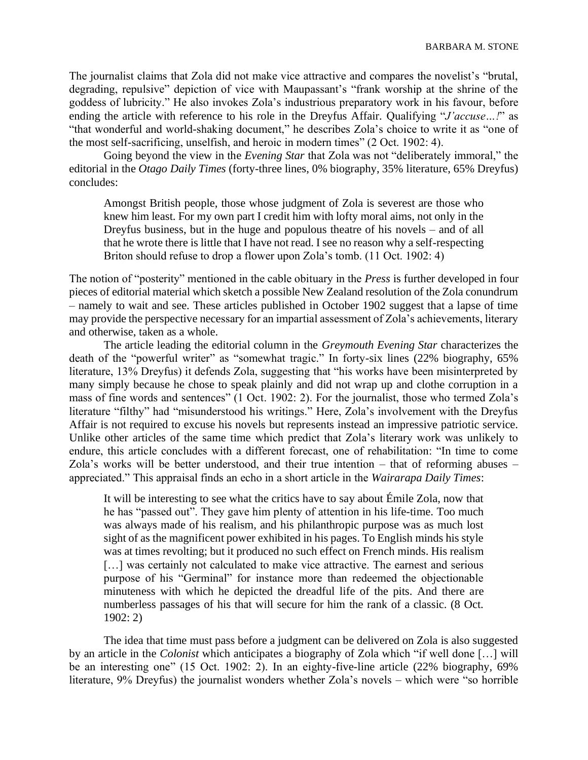The journalist claims that Zola did not make vice attractive and compares the novelist's "brutal, degrading, repulsive" depiction of vice with Maupassant's "frank worship at the shrine of the goddess of lubricity." He also invokes Zola's industrious preparatory work in his favour, before ending the article with reference to his role in the Dreyfus Affair. Qualifying "*J'accuse…!*" as "that wonderful and world-shaking document," he describes Zola's choice to write it as "one of the most self-sacrificing, unselfish, and heroic in modern times" (2 Oct. 1902: 4).

Going beyond the view in the *Evening Star* that Zola was not "deliberately immoral," the editorial in the *Otago Daily Times* (forty-three lines, 0% biography, 35% literature, 65% Dreyfus) concludes:

> Amongst British people, those whose judgment of Zola is severest are those who knew him least. For my own part I credit him with lofty moral aims, not only in the Dreyfus business, but in the huge and populous theatre of his novels – and of all that he wrote there is little that I have not read. I see no reason why a self-respecting Briton should refuse to drop a flower upon Zola's tomb. (11 Oct. 1902: 4)

The notion of "posterity" mentioned in the cable obituary in the *Press* is further developed in four pieces of editorial material which sketch a possible New Zealand resolution of the Zola conundrum – namely to wait and see. These articles published in October 1902 suggest that a lapse of time may provide the perspective necessary for an impartial assessment of Zola's achievements, literary and otherwise, taken as a whole.

The article leading the editorial column in the *Greymouth Evening Star* characterizes the death of the "powerful writer" as "somewhat tragic." In forty-six lines (22% biography, 65% literature, 13% Dreyfus) it defends Zola, suggesting that "his works have been misinterpreted by many simply because he chose to speak plainly and did not wrap up and clothe corruption in a mass of fine words and sentences" (1 Oct. 1902: 2). For the journalist, those who termed Zola's literature "filthy" had "misunderstood his writings." Here, Zola's involvement with the Dreyfus Affair is not required to excuse his novels but represents instead an impressive patriotic service. Unlike other articles of the same time which predict that Zola's literary work was unlikely to endure, this article concludes with a different forecast, one of rehabilitation: "In time to come Zola's works will be better understood, and their true intention – that of reforming abuses – appreciated." This appraisal finds an echo in a short article in the *Wairarapa Daily Times*:

> It will be interesting to see what the critics have to say about Émile Zola, now that he has "passed out". They gave him plenty of attention in his life-time. Too much was always made of his realism, and his philanthropic purpose was as much lost sight of as the magnificent power exhibited in his pages. To English minds his style was at times revolting; but it produced no such effect on French minds. His realism […] was certainly not calculated to make vice attractive. The earnest and serious purpose of his "Germinal" for instance more than redeemed the objectionable minuteness with which he depicted the dreadful life of the pits. And there are numberless passages of his that will secure for him the rank of a classic. (8 Oct. 1902: 2)

The idea that time must pass before a judgment can be delivered on Zola is also suggested by an article in the *Colonist* which anticipates a biography of Zola which "if well done […] will be an interesting one" (15 Oct. 1902: 2). In an eighty-five-line article (22% biography, 69% literature, 9% Dreyfus) the journalist wonders whether Zola's novels – which were "so horrible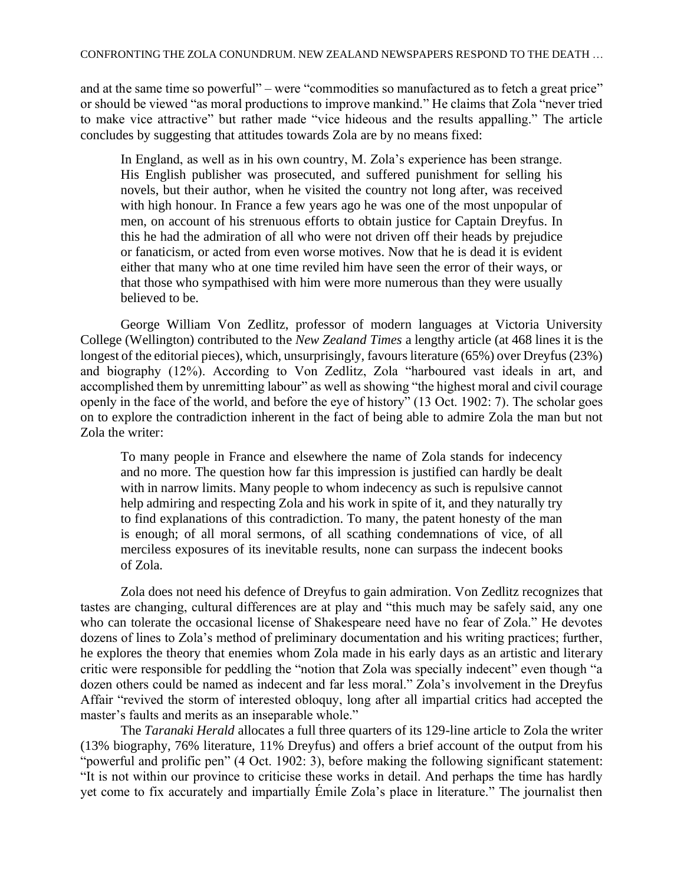and at the same time so powerful" – were "commodities so manufactured as to fetch a great price" or should be viewed "as moral productions to improve mankind." He claims that Zola "never tried to make vice attractive" but rather made "vice hideous and the results appalling." The article concludes by suggesting that attitudes towards Zola are by no means fixed:

> In England, as well as in his own country, M. Zola's experience has been strange. His English publisher was prosecuted, and suffered punishment for selling his novels, but their author, when he visited the country not long after, was received with high honour. In France a few years ago he was one of the most unpopular of men, on account of his strenuous efforts to obtain justice for Captain Dreyfus. In this he had the admiration of all who were not driven off their heads by prejudice or fanaticism, or acted from even worse motives. Now that he is dead it is evident either that many who at one time reviled him have seen the error of their ways, or that those who sympathised with him were more numerous than they were usually believed to be.

George William Von Zedlitz, professor of modern languages at Victoria University College (Wellington) contributed to the *New Zealand Times* a lengthy article (at 468 lines it is the longest of the editorial pieces), which, unsurprisingly, favours literature (65%) over Dreyfus (23%) and biography (12%). According to Von Zedlitz, Zola "harboured vast ideals in art, and accomplished them by unremitting labour" as well as showing "the highest moral and civil courage openly in the face of the world, and before the eye of history" (13 Oct. 1902: 7). The scholar goes on to explore the contradiction inherent in the fact of being able to admire Zola the man but not Zola the writer:

> To many people in France and elsewhere the name of Zola stands for indecency and no more. The question how far this impression is justified can hardly be dealt with in narrow limits. Many people to whom indecency as such is repulsive cannot help admiring and respecting Zola and his work in spite of it, and they naturally try to find explanations of this contradiction. To many, the patent honesty of the man is enough; of all moral sermons, of all scathing condemnations of vice, of all merciless exposures of its inevitable results, none can surpass the indecent books of Zola.

Zola does not need his defence of Dreyfus to gain admiration. Von Zedlitz recognizes that tastes are changing, cultural differences are at play and "this much may be safely said, any one who can tolerate the occasional license of Shakespeare need have no fear of Zola." He devotes dozens of lines to Zola's method of preliminary documentation and his writing practices; further, he explores the theory that enemies whom Zola made in his early days as an artistic and literary critic were responsible for peddling the "notion that Zola was specially indecent" even though "a dozen others could be named as indecent and far less moral." Zola's involvement in the Dreyfus Affair "revived the storm of interested obloquy, long after all impartial critics had accepted the master's faults and merits as an inseparable whole."

The *Taranaki Herald* allocates a full three quarters of its 129-line article to Zola the writer (13% biography, 76% literature, 11% Dreyfus) and offers a brief account of the output from his "powerful and prolific pen" (4 Oct. 1902: 3), before making the following significant statement: "It is not within our province to criticise these works in detail. And perhaps the time has hardly yet come to fix accurately and impartially Émile Zola's place in literature." The journalist then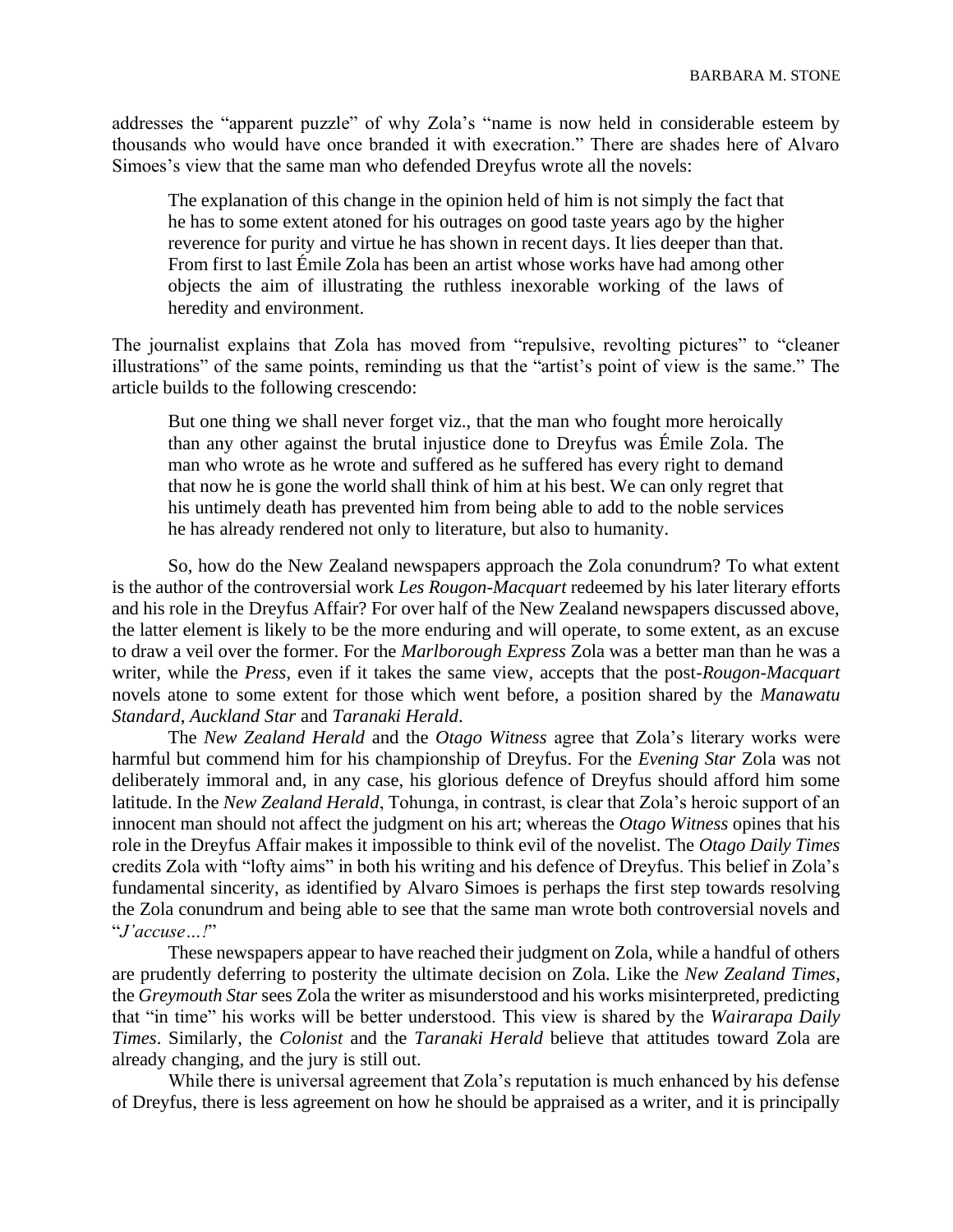addresses the "apparent puzzle" of why Zola's "name is now held in considerable esteem by thousands who would have once branded it with execration." There are shades here of Alvaro Simoes's view that the same man who defended Dreyfus wrote all the novels:

> The explanation of this change in the opinion held of him is not simply the fact that he has to some extent atoned for his outrages on good taste years ago by the higher reverence for purity and virtue he has shown in recent days. It lies deeper than that. From first to last Émile Zola has been an artist whose works have had among other objects the aim of illustrating the ruthless inexorable working of the laws of heredity and environment.

The journalist explains that Zola has moved from "repulsive, revolting pictures" to "cleaner illustrations" of the same points, reminding us that the "artist's point of view is the same." The article builds to the following crescendo:

> But one thing we shall never forget viz., that the man who fought more heroically than any other against the brutal injustice done to Dreyfus was Émile Zola. The man who wrote as he wrote and suffered as he suffered has every right to demand that now he is gone the world shall think of him at his best. We can only regret that his untimely death has prevented him from being able to add to the noble services he has already rendered not only to literature, but also to humanity.

So, how do the New Zealand newspapers approach the Zola conundrum? To what extent is the author of the controversial work *Les Rougon-Macquart* redeemed by his later literary efforts and his role in the Dreyfus Affair? For over half of the New Zealand newspapers discussed above, the latter element is likely to be the more enduring and will operate, to some extent, as an excuse to draw a veil over the former. For the *Marlborough Express* Zola was a better man than he was a writer, while the *Press*, even if it takes the same view, accepts that the post-*Rougon-Macquart* novels atone to some extent for those which went before, a position shared by the *Manawatu Standard*, *Auckland Star* and *Taranaki Herald*.

The *New Zealand Herald* and the *Otago Witness* agree that Zola's literary works were harmful but commend him for his championship of Dreyfus. For the *Evening Star* Zola was not deliberately immoral and, in any case, his glorious defence of Dreyfus should afford him some latitude. In the *New Zealand Herald*, Tohunga, in contrast, is clear that Zola's heroic support of an innocent man should not affect the judgment on his art; whereas the *Otago Witness* opines that his role in the Dreyfus Affair makes it impossible to think evil of the novelist. The *Otago Daily Times* credits Zola with "lofty aims" in both his writing and his defence of Dreyfus. This belief in Zola's fundamental sincerity, as identified by Alvaro Simoes is perhaps the first step towards resolving the Zola conundrum and being able to see that the same man wrote both controversial novels and "*J'accuse…!*"

These newspapers appear to have reached their judgment on Zola, while a handful of others are prudently deferring to posterity the ultimate decision on Zola. Like the *New Zealand Times*, the *Greymouth Star* sees Zola the writer as misunderstood and his works misinterpreted, predicting that "in time" his works will be better understood. This view is shared by the *Wairarapa Daily Times*. Similarly, the *Colonist* and the *Taranaki Herald* believe that attitudes toward Zola are already changing, and the jury is still out.

While there is universal agreement that Zola's reputation is much enhanced by his defense of Dreyfus, there is less agreement on how he should be appraised as a writer, and it is principally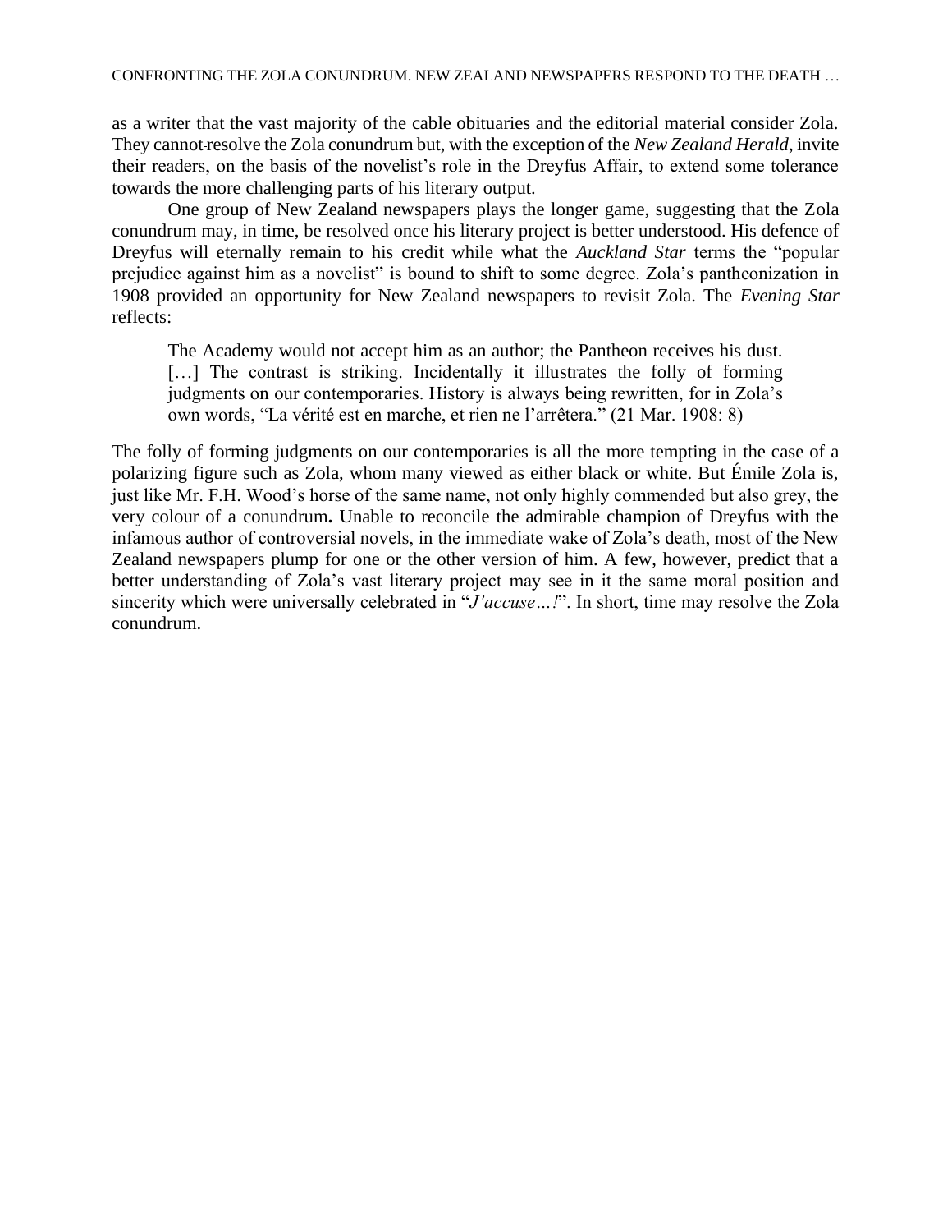as a writer that the vast majority of the cable obituaries and the editorial material consider Zola. They cannot resolve the Zola conundrum but, with the exception of the *New Zealand Herald*, invite their readers, on the basis of the novelist's role in the Dreyfus Affair, to extend some tolerance towards the more challenging parts of his literary output.

One group of New Zealand newspapers plays the longer game, suggesting that the Zola conundrum may, in time, be resolved once his literary project is better understood. His defence of Dreyfus will eternally remain to his credit while what the *Auckland Star* terms the "popular prejudice against him as a novelist" is bound to shift to some degree. Zola's pantheonization in 1908 provided an opportunity for New Zealand newspapers to revisit Zola. The *Evening Star* reflects:

> The Academy would not accept him as an author; the Pantheon receives his dust. […] The contrast is striking. Incidentally it illustrates the folly of forming judgments on our contemporaries. History is always being rewritten, for in Zola's own words, "La vérité est en marche, et rien ne l'arrêtera." (21 Mar. 1908: 8)

The folly of forming judgments on our contemporaries is all the more tempting in the case of a polarizing figure such as Zola, whom many viewed as either black or white. But Émile Zola is, just like Mr. F.H. Wood's horse of the same name, not only highly commended but also grey, the very colour of a conundrum**.** Unable to reconcile the admirable champion of Dreyfus with the infamous author of controversial novels, in the immediate wake of Zola's death, most of the New Zealand newspapers plump for one or the other version of him. A few, however, predict that a better understanding of Zola's vast literary project may see in it the same moral position and sincerity which were universally celebrated in "*J'accuse…!*". In short, time may resolve the Zola conundrum.